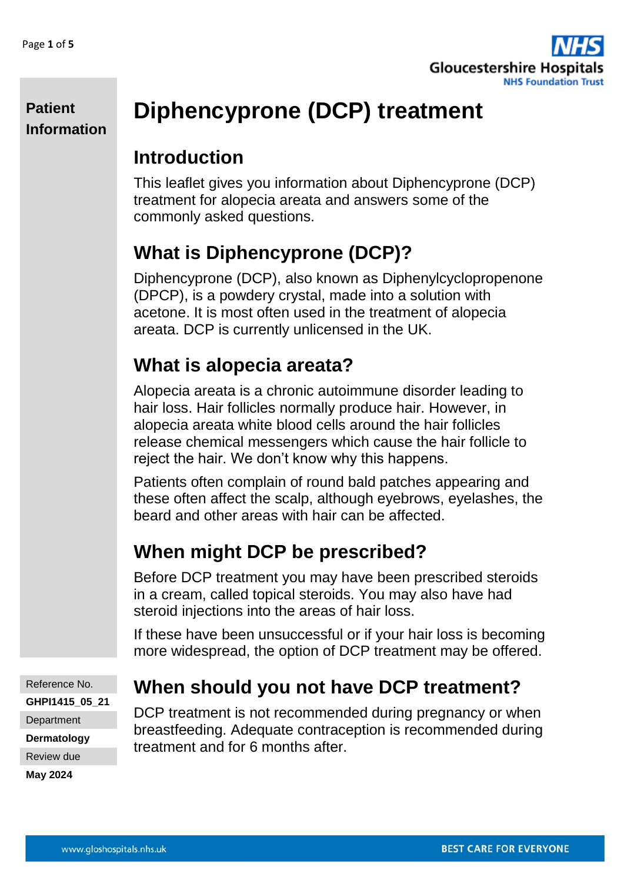Patient Information

# Diphencyprone (DCP) treatment

## Introduction

This leaflet gives you information about Diphencyprone (DCP) treatment for alopecia areata and answers some of the commonly asked questions.

## What is Diphencyprone (DCP)?

Diphencyprone (DCP), also known as Diphenylcyclopropenone (DPCP), is a powdery crystal, made into a solution with acetone. It is most often used in the treatment of alopecia areata. DCP is currently unlicensed in the UK.

## What is alopecia areata?

Alopecia areata is a chronic autoimmune disorder leading to hair loss. Hair follicles normally produce hair. However, in alopecia areata white blood cells around the hair follicles release chemical messengers which cause the hair follicle to reject the hair. We don't know why this happens.

Patients often complain of round bald patches appearing and these often affect the scalp, although eyebrows, eyelashes, the beard and other areas with hair can be affected.

## When might DCP be prescribed?

Before DCP treatment you may have been prescribed steroids in a cream, called topical steroids. You may also have had steroid injections into the areas of hair loss.

If these have been unsuccessful or if your hair loss is becoming more widespread, the option of DCP treatment may be offered.

## When should you not have DCP treatment?

DCP treatment is not recommended during pregnancy or when breastfeeding. Adequate contraception is recommended during treatment and for 6 months after.

Reference No.
**GHPI1415_05_21**
Department
**Dermatology**
Review due
**May 2024**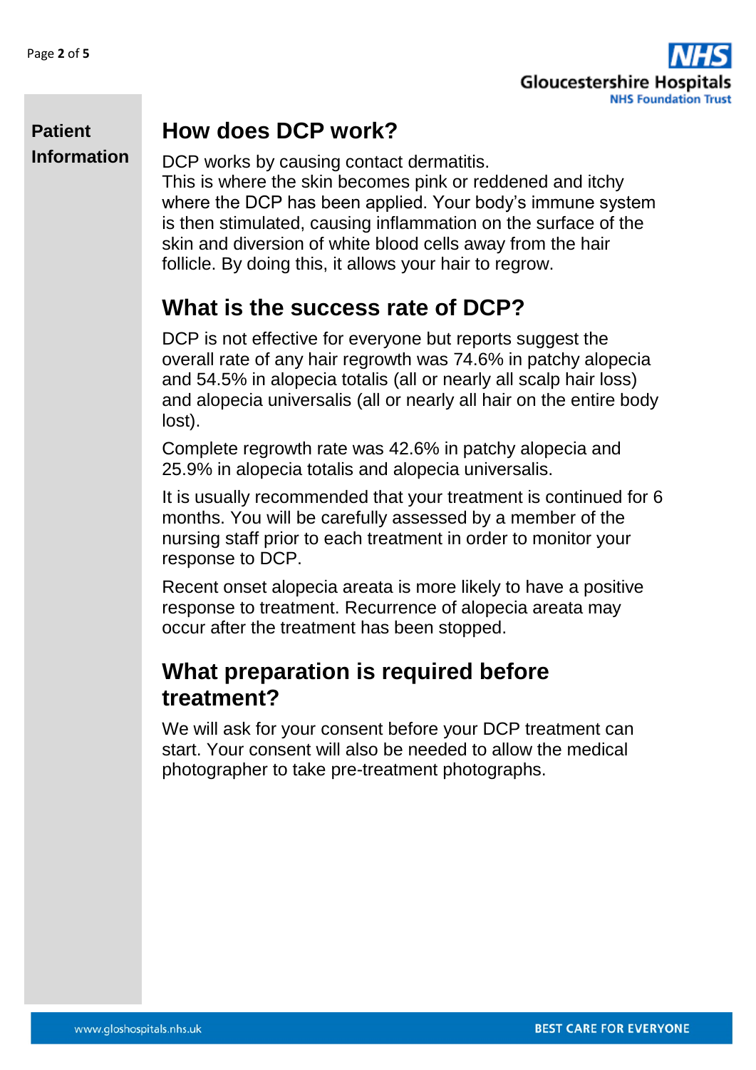## How does DCP work?

DCP works by causing contact dermatitis.
This is where the skin becomes pink or reddened and itchy where the DCP has been applied. Your body's immune system is then stimulated, causing inflammation on the surface of the skin and diversion of white blood cells away from the hair follicle. By doing this, it allows your hair to regrow.

## What is the success rate of DCP?

DCP is not effective for everyone but reports suggest the overall rate of any hair regrowth was 74.6% in patchy alopecia and 54.5% in alopecia totalis (all or nearly all scalp hair loss) and alopecia universalis (all or nearly all hair on the entire body lost).

Complete regrowth rate was 42.6% in patchy alopecia and 25.9% in alopecia totalis and alopecia universalis.

It is usually recommended that your treatment is continued for 6 months. You will be carefully assessed by a member of the nursing staff prior to each treatment in order to monitor your response to DCP.

Recent onset alopecia areata is more likely to have a positive response to treatment. Recurrence of alopecia areata may occur after the treatment has been stopped.

## What preparation is required before treatment?

We will ask for your consent before your DCP treatment can start. Your consent will also be needed to allow the medical photographer to take pre-treatment photographs.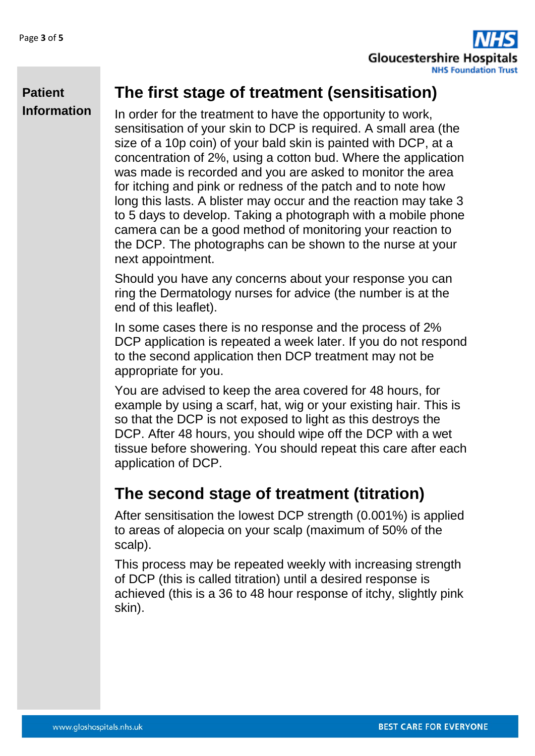## The first stage of treatment (sensitisation)

In order for the treatment to have the opportunity to work, sensitisation of your skin to DCP is required. A small area (the size of a 10p coin) of your bald skin is painted with DCP, at a concentration of 2%, using a cotton bud. Where the application was made is recorded and you are asked to monitor the area for itching and pink or redness of the patch and to note how long this lasts. A blister may occur and the reaction may take 3 to 5 days to develop. Taking a photograph with a mobile phone camera can be a good method of monitoring your reaction to the DCP. The photographs can be shown to the nurse at your next appointment.

Should you have any concerns about your response you can ring the Dermatology nurses for advice (the number is at the end of this leaflet).

In some cases there is no response and the process of 2% DCP application is repeated a week later. If you do not respond to the second application then DCP treatment may not be appropriate for you.

You are advised to keep the area covered for 48 hours, for example by using a scarf, hat, wig or your existing hair. This is so that the DCP is not exposed to light as this destroys the DCP. After 48 hours, you should wipe off the DCP with a wet tissue before showering. You should repeat this care after each application of DCP.

## The second stage of treatment (titration)

After sensitisation the lowest DCP strength (0.001%) is applied to areas of alopecia on your scalp (maximum of 50% of the scalp).

This process may be repeated weekly with increasing strength of DCP (this is called titration) until a desired response is achieved (this is a 36 to 48 hour response of itchy, slightly pink skin).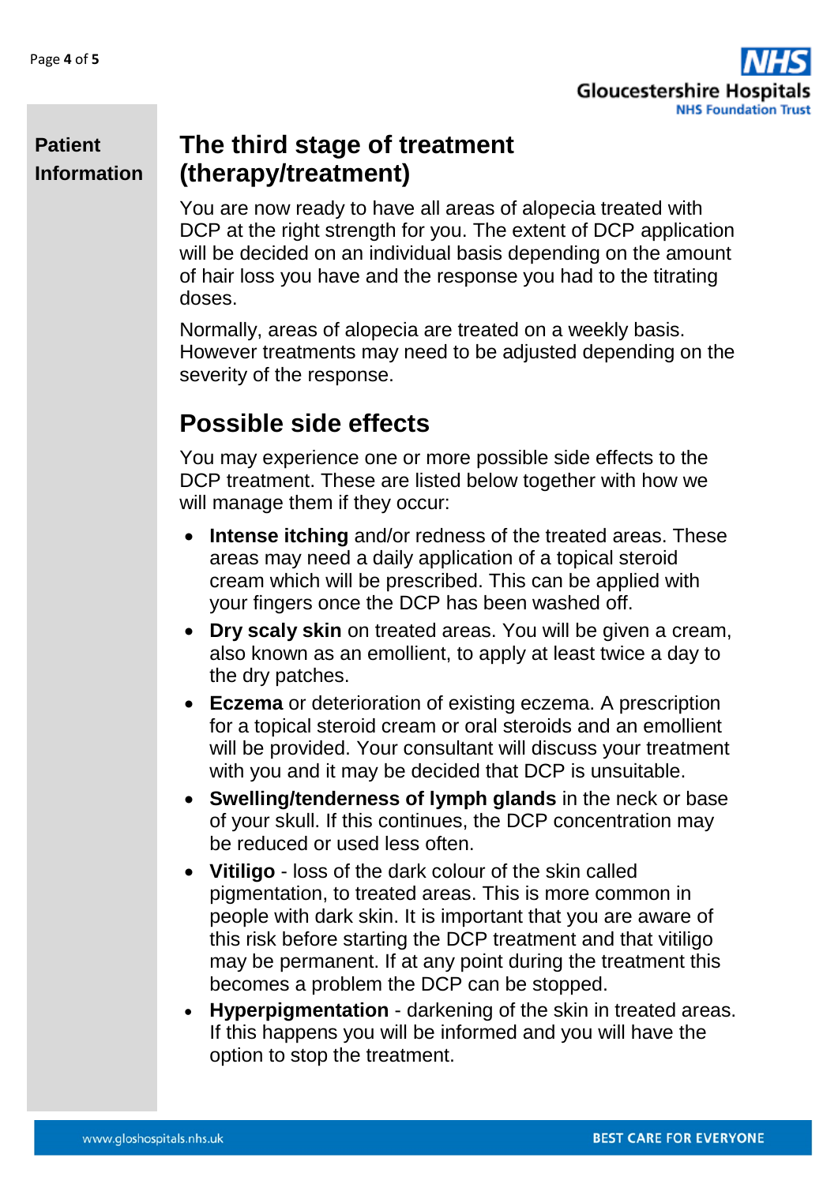## The third stage of treatment (therapy/treatment)

You are now ready to have all areas of alopecia treated with DCP at the right strength for you. The extent of DCP application will be decided on an individual basis depending on the amount of hair loss you have and the response you had to the titrating doses.

Normally, areas of alopecia are treated on a weekly basis. However treatments may need to be adjusted depending on the severity of the response.

## Possible side effects

You may experience one or more possible side effects to the DCP treatment. These are listed below together with how we will manage them if they occur:

- **Intense itching** and/or redness of the treated areas. These areas may need a daily application of a topical steroid cream which will be prescribed. This can be applied with your fingers once the DCP has been washed off.
- **Dry scaly skin** on treated areas. You will be given a cream, also known as an emollient, to apply at least twice a day to the dry patches.
- **Eczema** or deterioration of existing eczema. A prescription for a topical steroid cream or oral steroids and an emollient will be provided. Your consultant will discuss your treatment with you and it may be decided that DCP is unsuitable.
- **Swelling/tenderness of lymph glands** in the neck or base of your skull. If this continues, the DCP concentration may be reduced or used less often.
- **Vitiligo** - loss of the dark colour of the skin called pigmentation, to treated areas. This is more common in people with dark skin. It is important that you are aware of this risk before starting the DCP treatment and that vitiligo may be permanent. If at any point during the treatment this becomes a problem the DCP can be stopped.
- **Hyperpigmentation** - darkening of the skin in treated areas. If this happens you will be informed and you will have the option to stop the treatment.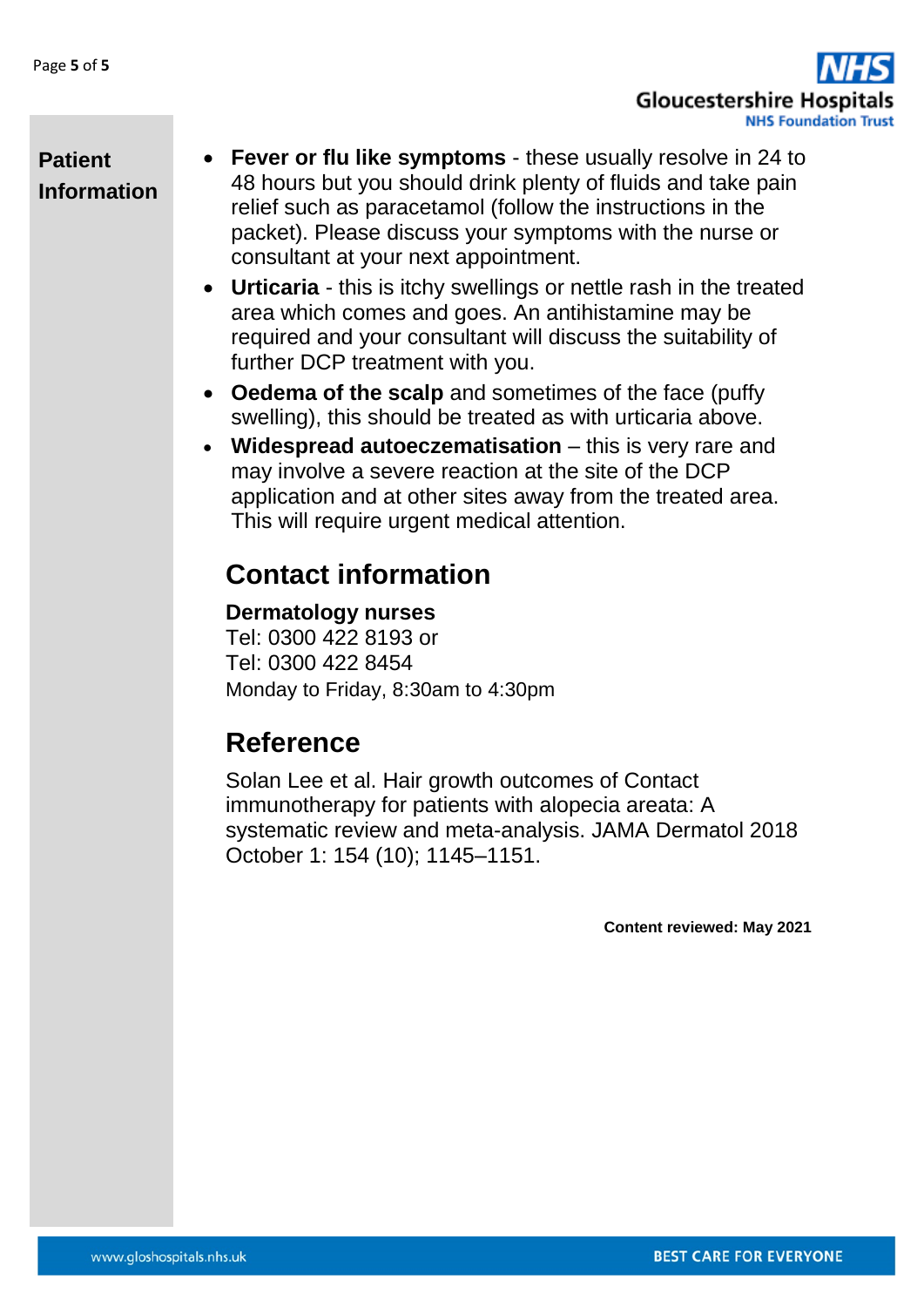- **Fever or flu like symptoms** - these usually resolve in 24 to 48 hours but you should drink plenty of fluids and take pain relief such as paracetamol (follow the instructions in the packet). Please discuss your symptoms with the nurse or consultant at your next appointment.
- **Urticaria** - this is itchy swellings or nettle rash in the treated area which comes and goes. An antihistamine may be required and your consultant will discuss the suitability of further DCP treatment with you.
- **Oedema of the scalp** and sometimes of the face (puffy swelling), this should be treated as with urticaria above.
- **Widespread autoeczematisation** – this is very rare and may involve a severe reaction at the site of the DCP application and at other sites away from the treated area. This will require urgent medical attention.

## Contact information

**Dermatology nurses**
Tel: 0300 422 8193 or
Tel: 0300 422 8454
Monday to Friday, 8:30am to 4:30pm

## Reference

Solan Lee et al. Hair growth outcomes of Contact immunotherapy for patients with alopecia areata: A systematic review and meta-analysis. JAMA Dermatol 2018 October 1: 154 (10); 1145–1151.

**Content reviewed: May 2021**